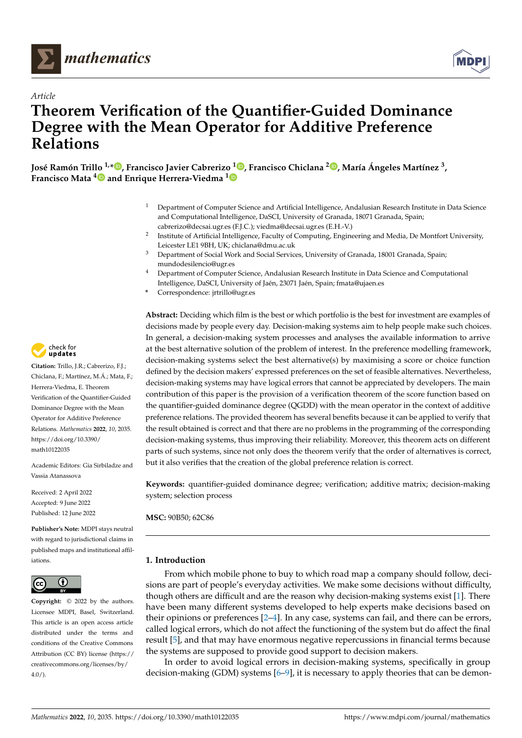*Article*

# Theorem Verification of the Quantifier-Guided Dominance Degree with the Mean Operator for Additive Preference Relations

**José Ramón Trillo [1,*], Francisco Javier Cabrerizo [1], Francisco Chiclana [2], María Ángeles Martínez [3], Francisco Mata [4] and Enrique Herrera-Viedma [1]**

[1] Department of Computer Science and Artificial Intelligence, Andalusian Research Institute in Data Science and Computational Intelligence, DaSCI, University of Granada, 18071 Granada, Spain; cabrerizo@decsai.ugr.es (F.J.C.); viedma@decsai.ugr.es (E.H.-V.)

[2] Institute of Artificial Intelligence, Faculty of Computing, Engineering and Media, De Montfort University, Leicester LE1 9BH, UK; chiclana@dmu.ac.uk

[3] Department of Social Work and Social Services, University of Granada, 18001 Granada, Spain; mundodesilencio@ugr.es

[4] Department of Computer Science, Andalusian Research Institute in Data Science and Computational Intelligence, DaSCI, University of Jaén, 23071 Jaén, Spain; fmata@ujaen.es

* Correspondence: jrtrillo@ugr.es

**Citation:** Trillo, J.R.; Cabrerizo, F.J.; Chiclana, F.; Martínez, M.Á.; Mata, F.; Herrera-Viedma, E. Theorem Verification of the Quantifier-Guided Dominance Degree with the Mean Operator for Additive Preference Relations. *Mathematics* **2022**, *10*, 2035. https://doi.org/10.3390/math10122035

Academic Editors: Gia Sirbiladze and Vassia Atanassova

Received: 2 April 2022
Accepted: 9 June 2022
Published: 12 June 2022

**Publisher's Note:** MDPI stays neutral with regard to jurisdictional claims in published maps and institutional affiliations.

**Copyright:** © 2022 by the authors. Licensee MDPI, Basel, Switzerland. This article is an open access article distributed under the terms and conditions of the Creative Commons Attribution (CC BY) license (https://creativecommons.org/licenses/by/4.0/).

**Abstract:** Deciding which film is the best or which portfolio is the best for investment are examples of decisions made by people every day. Decision-making systems aim to help people make such choices. In general, a decision-making system processes and analyses the available information to arrive at the best alternative solution of the problem of interest. In the preference modelling framework, decision-making systems select the best alternative(s) by maximising a score or choice function defined by the decision makers' expressed preferences on the set of feasible alternatives. Nevertheless, decision-making systems may have logical errors that cannot be appreciated by developers. The main contribution of this paper is the provision of a verification theorem of the score function based on the quantifier-guided dominance degree (QGDD) with the mean operator in the context of additive preference relations. The provided theorem has several benefits because it can be applied to verify that the result obtained is correct and that there are no problems in the programming of the corresponding decision-making systems, thus improving their reliability. Moreover, this theorem acts on different parts of such systems, since not only does the theorem verify that the order of alternatives is correct, but it also verifies that the creation of the global preference relation is correct.

**Keywords:** quantifier-guided dominance degree; verification; additive matrix; decision-making system; selection process

**MSC:** 90B50; 62C86

## 1. Introduction

From which mobile phone to buy to which road map a company should follow, decisions are part of people's everyday activities. We make some decisions without difficulty, though others are difficult and are the reason why decision-making systems exist [1]. There have been many different systems developed to help experts make decisions based on their opinions or preferences [2–4]. In any case, systems can fail, and there can be errors, called logical errors, which do not affect the functioning of the system but do affect the final result [5], and that may have enormous negative repercussions in financial terms because the systems are supposed to provide good support to decision makers.

In order to avoid logical errors in decision-making systems, specifically in group decision-making (GDM) systems [6–9], it is necessary to apply theories that can be demon-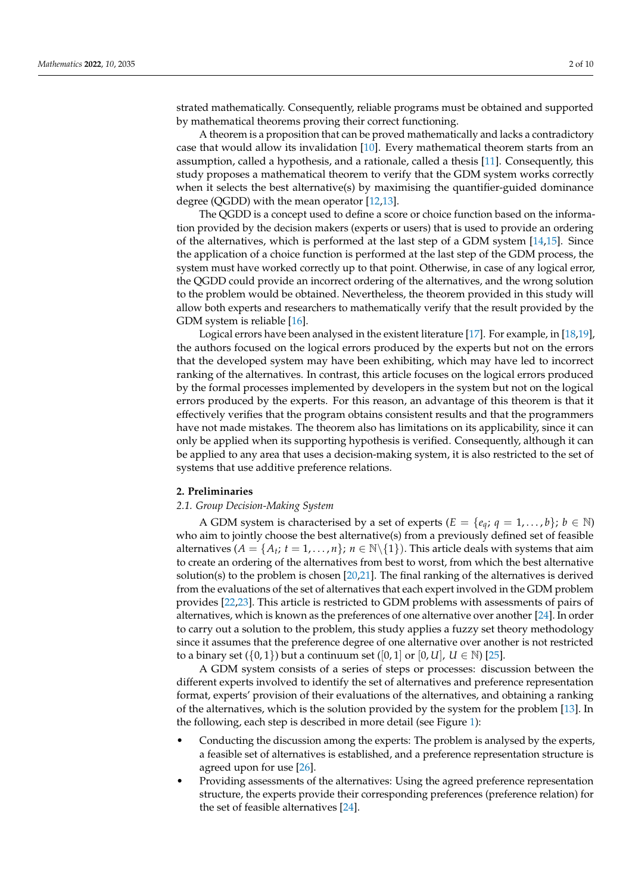strated mathematically. Consequently, reliable programs must be obtained and supported by mathematical theorems proving their correct functioning.

A theorem is a proposition that can be proved mathematically and lacks a contradictory case that would allow its invalidation [10]. Every mathematical theorem starts from an assumption, called a hypothesis, and a rationale, called a thesis [11]. Consequently, this study proposes a mathematical theorem to verify that the GDM system works correctly when it selects the best alternative(s) by maximising the quantifier-guided dominance degree (QGDD) with the mean operator [12,13].

The QGDD is a concept used to define a score or choice function based on the information provided by the decision makers (experts or users) that is used to provide an ordering of the alternatives, which is performed at the last step of a GDM system [14,15]. Since the application of a choice function is performed at the last step of the GDM process, the system must have worked correctly up to that point. Otherwise, in case of any logical error, the QGDD could provide an incorrect ordering of the alternatives, and the wrong solution to the problem would be obtained. Nevertheless, the theorem provided in this study will allow both experts and researchers to mathematically verify that the result provided by the GDM system is reliable [16].

Logical errors have been analysed in the existent literature [17]. For example, in [18,19], the authors focused on the logical errors produced by the experts but not on the errors that the developed system may have been exhibiting, which may have led to incorrect ranking of the alternatives. In contrast, this article focuses on the logical errors produced by the formal processes implemented by developers in the system but not on the logical errors produced by the experts. For this reason, an advantage of this theorem is that it effectively verifies that the program obtains consistent results and that the programmers have not made mistakes. The theorem also has limitations on its applicability, since it can only be applied when its supporting hypothesis is verified. Consequently, although it can be applied to any area that uses a decision-making system, it is also restricted to the set of systems that use additive preference relations.

## 2. Preliminaries

### *2.1. Group Decision-Making System*

A GDM system is characterised by a set of experts ($E = \{e_q;\, q = 1, \ldots, b\};\, b \in \mathbb{N}$) who aim to jointly choose the best alternative(s) from a previously defined set of feasible alternatives ($A = \{A_t;\, t = 1, \ldots, n\};\, n \in \mathbb{N}\backslash\{1\}$). This article deals with systems that aim to create an ordering of the alternatives from best to worst, from which the best alternative solution(s) to the problem is chosen [20,21]. The final ranking of the alternatives is derived from the evaluations of the set of alternatives that each expert involved in the GDM problem provides [22,23]. This article is restricted to GDM problems with assessments of pairs of alternatives, which is known as the preferences of one alternative over another [24]. In order to carry out a solution to the problem, this study applies a fuzzy set theory methodology since it assumes that the preference degree of one alternative over another is not restricted to a binary set ($\{0, 1\}$) but a continuum set ($[0, 1]$ or $[0, U]$, $U \in \mathbb{N}$) [25].

A GDM system consists of a series of steps or processes: discussion between the different experts involved to identify the set of alternatives and preference representation format, experts' provision of their evaluations of the alternatives, and obtaining a ranking of the alternatives, which is the solution provided by the system for the problem [13]. In the following, each step is described in more detail (see Figure 1):

- Conducting the discussion among the experts: The problem is analysed by the experts, a feasible set of alternatives is established, and a preference representation structure is agreed upon for use [26].
- Providing assessments of the alternatives: Using the agreed preference representation structure, the experts provide their corresponding preferences (preference relation) for the set of feasible alternatives [24].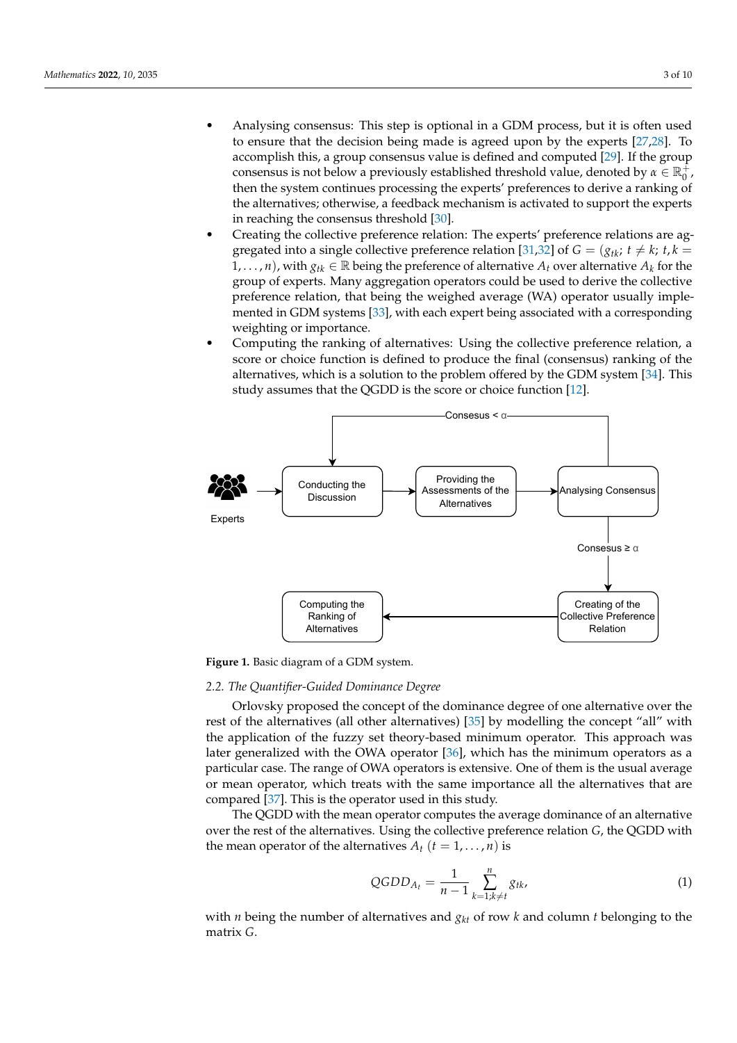- Analysing consensus: This step is optional in a GDM process, but it is often used to ensure that the decision being made is agreed upon by the experts [27,28]. To accomplish this, a group consensus value is defined and computed [29]. If the group consensus is not below a previously established threshold value, denoted by $\alpha \in \mathbb{R}_0^+$, then the system continues processing the experts' preferences to derive a ranking of the alternatives; otherwise, a feedback mechanism is activated to support the experts in reaching the consensus threshold [30].
- Creating the collective preference relation: The experts' preference relations are aggregated into a single collective preference relation [31,32] of $G = (g_{tk};\ t \neq k;\ t, k = 1, \ldots, n)$, with $g_{tk} \in \mathbb{R}$ being the preference of alternative $A_t$ over alternative $A_k$ for the group of experts. Many aggregation operators could be used to derive the collective preference relation, that being the weighed average (WA) operator usually implemented in GDM systems [33], with each expert being associated with a corresponding weighting or importance.
- Computing the ranking of alternatives: Using the collective preference relation, a score or choice function is defined to produce the final (consensus) ranking of the alternatives, which is a solution to the problem offered by the GDM system [34]. This study assumes that the QGDD is the score or choice function [12].

Experts → Conducting the Discussion → Providing the Assessments of the Alternatives → Analysing Consensus; Consesus < α → Conducting the Discussion; Consesus ≥ α → Creating of the Collective Preference Relation → Computing the Ranking of Alternatives

**Figure 1.** Basic diagram of a GDM system.

### 2.2. The Quantifier-Guided Dominance Degree

Orlovsky proposed the concept of the dominance degree of one alternative over the rest of the alternatives (all other alternatives) [35] by modelling the concept "all" with the application of the fuzzy set theory-based minimum operator. This approach was later generalized with the OWA operator [36], which has the minimum operators as a particular case. The range of OWA operators is extensive. One of them is the usual average or mean operator, which treats with the same importance all the alternatives that are compared [37]. This is the operator used in this study.

The QGDD with the mean operator computes the average dominance of an alternative over the rest of the alternatives. Using the collective preference relation $G$, the QGDD with the mean operator of the alternatives $A_t$ $(t = 1, \ldots, n)$ is

$$QGDD_{A_t} = \frac{1}{n-1} \sum_{k=1;k \neq t}^{n} g_{tk}, \tag{1}$$

with $n$ being the number of alternatives and $g_{kt}$ of row $k$ and column $t$ belonging to the matrix $G$.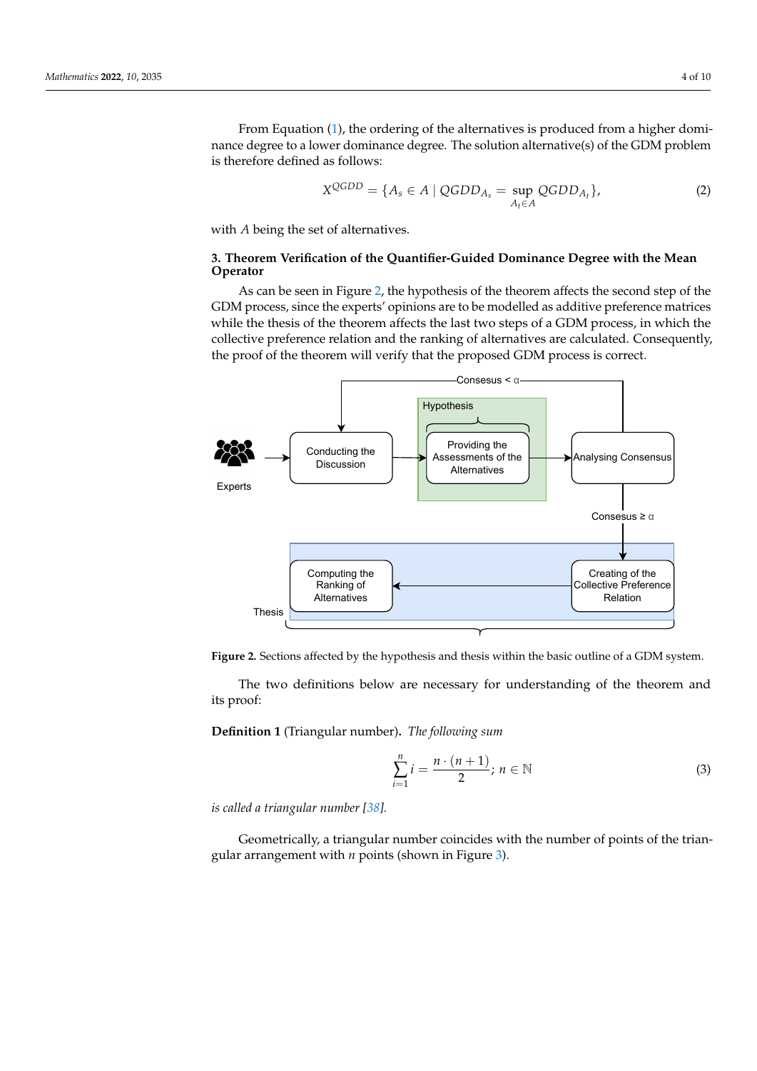From Equation (1), the ordering of the alternatives is produced from a higher dominance degree to a lower dominance degree. The solution alternative(s) of the GDM problem is therefore defined as follows:

$$X^{QGDD} = \{A_s \in A \mid QGDD_{A_s} = \sup_{A_t \in A} QGDD_{A_t}\}, \tag{2}$$

with $A$ being the set of alternatives.

## 3. Theorem Verification of the Quantifier-Guided Dominance Degree with the Mean Operator

As can be seen in Figure 2, the hypothesis of the theorem affects the second step of the GDM process, since the experts' opinions are to be modelled as additive preference matrices while the thesis of the theorem affects the last two steps of a GDM process, in which the collective preference relation and the ranking of alternatives are calculated. Consequently, the proof of the theorem will verify that the proposed GDM process is correct.

**Figure 2.** Sections affected by the hypothesis and thesis within the basic outline of a GDM system.

The two definitions below are necessary for understanding of the theorem and its proof:

**Definition 1** (Triangular number)**.** *The following sum*

$$\sum_{i=1}^{n} i = \frac{n \cdot (n+1)}{2}; \; n \in \mathbb{N} \tag{3}$$

*is called a triangular number [38].*

Geometrically, a triangular number coincides with the number of points of the triangular arrangement with $n$ points (shown in Figure 3).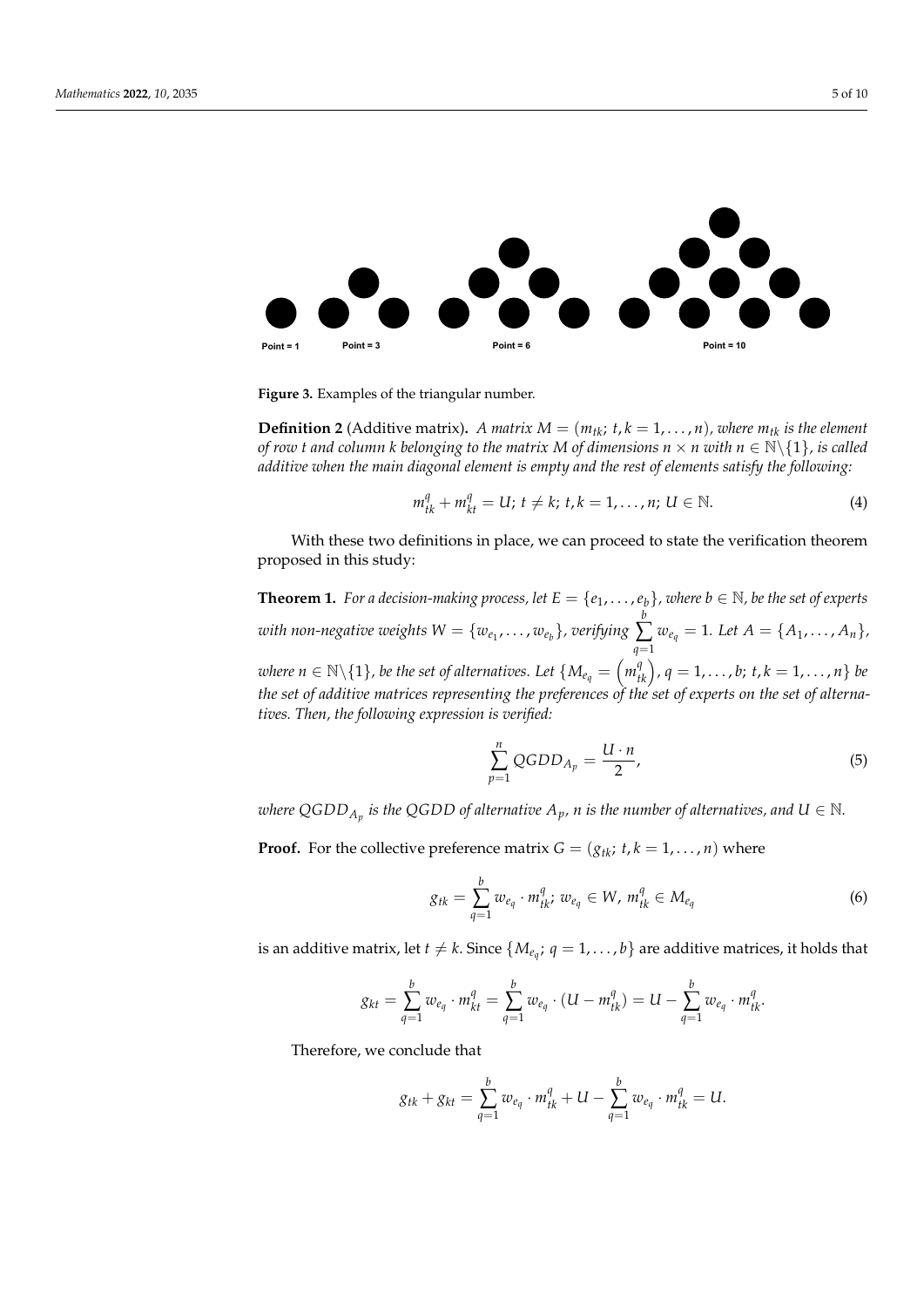Point = 1 Point = 3 Point = 6 Point = 10

**Figure 3.** Examples of the triangular number.

**Definition 2** (Additive matrix)**.** *A matrix $M = (m_{tk};\ t,k = 1,\ldots,n)$, where $m_{tk}$ is the element of row $t$ and column $k$ belonging to the matrix $M$ of dimensions $n \times n$ with $n \in \mathbb{N}\backslash\{1\}$, is called additive when the main diagonal element is empty and the rest of elements satisfy the following:*

$$m_{tk}^{q} + m_{kt}^{q} = U;\ t \neq k;\ t,k = 1,\ldots,n;\ U \in \mathbb{N}. \tag{4}$$

With these two definitions in place, we can proceed to state the verification theorem proposed in this study:

**Theorem 1.** *For a decision-making process, let $E = \{e_1,\ldots,e_b\}$, where $b \in \mathbb{N}$, be the set of experts with non-negative weights $W = \{w_{e_1},\ldots,w_{e_b}\}$, verifying $\sum_{q=1}^{b} w_{e_q} = 1$. Let $A = \{A_1,\ldots,A_n\}$, where $n \in \mathbb{N}\backslash\{1\}$, be the set of alternatives. Let $\{M_{e_q} = \left(m_{tk}^{q}\right),\ q = 1,\ldots,b;\ t,k = 1,\ldots,n\}$ be the set of additive matrices representing the preferences of the set of experts on the set of alternatives. Then, the following expression is verified:*

$$\sum_{p=1}^{n} QGDD_{A_p} = \frac{U \cdot n}{2}, \tag{5}$$

*where $QGDD_{A_p}$ is the QGDD of alternative $A_p$, $n$ is the number of alternatives, and $U \in \mathbb{N}$.*

**Proof.** For the collective preference matrix $G = (g_{tk};\ t,k = 1,\ldots,n)$ where

$$g_{tk} = \sum_{q=1}^{b} w_{e_q} \cdot m_{tk}^{q};\ w_{e_q} \in W,\ m_{tk}^{q} \in M_{e_q} \tag{6}$$

is an additive matrix, let $t \neq k$. Since $\{M_{e_q};\ q = 1,\ldots,b\}$ are additive matrices, it holds that

$$g_{kt} = \sum_{q=1}^{b} w_{e_q} \cdot m_{kt}^{q} = \sum_{q=1}^{b} w_{e_q} \cdot (U - m_{tk}^{q}) = U - \sum_{q=1}^{b} w_{e_q} \cdot m_{tk}^{q}.$$

Therefore, we conclude that

$$g_{tk} + g_{kt} = \sum_{q=1}^{b} w_{e_q} \cdot m_{tk}^{q} + U - \sum_{q=1}^{b} w_{e_q} \cdot m_{tk}^{q} = U.$$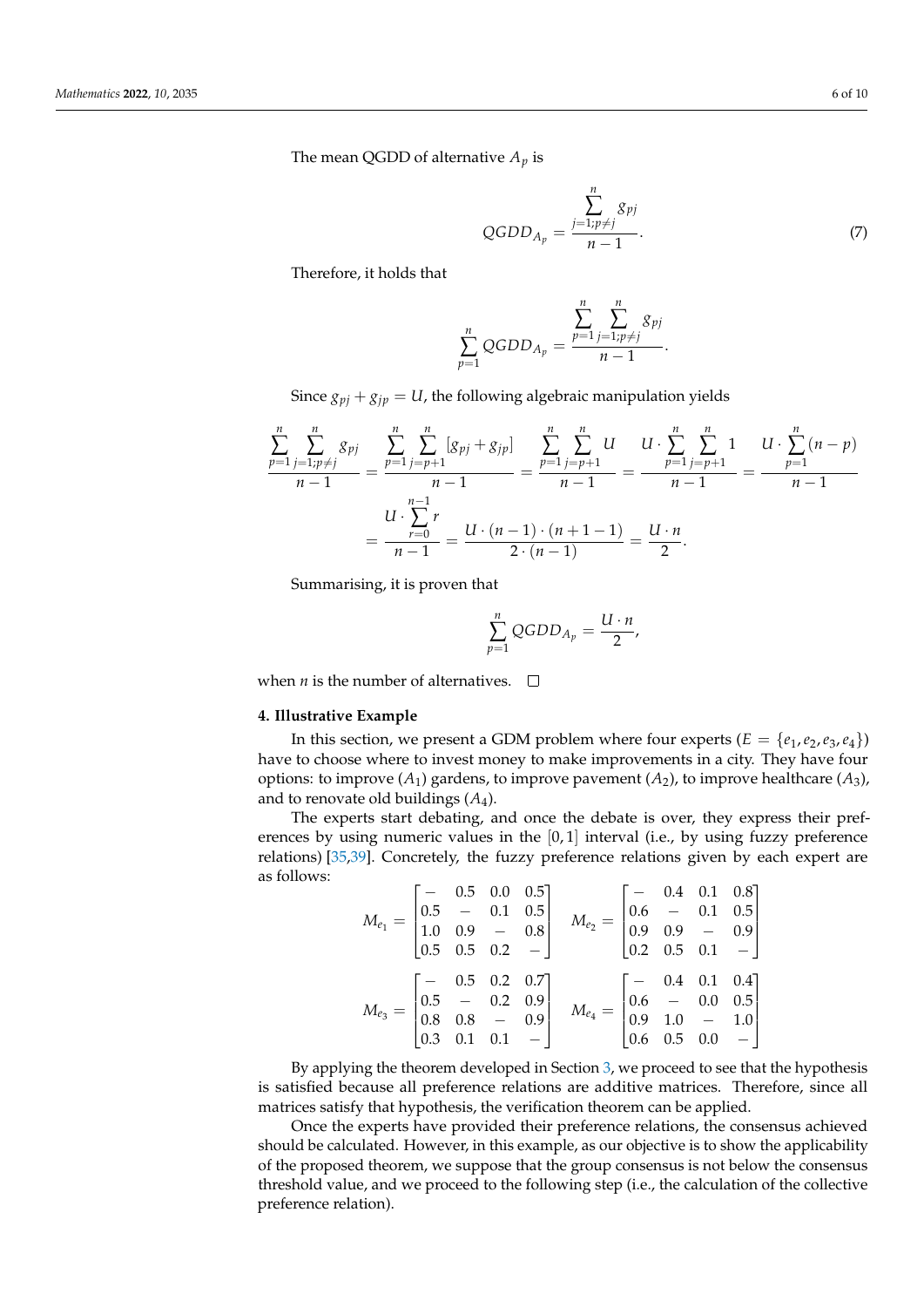The mean QGDD of alternative $A_p$ is

$$QGDD_{A_p} = \frac{\sum_{j=1;p\neq j}^{n} g_{pj}}{n-1}. \tag{7}$$

Therefore, it holds that

$$\sum_{p=1}^{n} QGDD_{A_p} = \frac{\sum_{p=1}^{n}\sum_{j=1;p\neq j}^{n} g_{pj}}{n-1}.$$

Since $g_{pj} + g_{jp} = U$, the following algebraic manipulation yields

$$\frac{\sum_{p=1}^{n}\sum_{j=1;p\neq j}^{n} g_{pj}}{n-1} = \frac{\sum_{p=1}^{n}\sum_{j=p+1}^{n} [g_{pj}+g_{jp}]}{n-1} = \frac{\sum_{p=1}^{n}\sum_{j=p+1}^{n} U}{n-1} = \frac{U\cdot\sum_{p=1}^{n}\sum_{j=p+1}^{n} 1}{n-1} = \frac{U\cdot\sum_{p=1}^{n}(n-p)}{n-1}$$

$$= \frac{U\cdot\sum_{r=0}^{n-1} r}{n-1} = \frac{U\cdot(n-1)\cdot(n+1-1)}{2\cdot(n-1)} = \frac{U\cdot n}{2}.$$

Summarising, it is proven that

$$\sum_{p=1}^{n} QGDD_{A_p} = \frac{U\cdot n}{2},$$

when $n$ is the number of alternatives. □

## 4. Illustrative Example

In this section, we present a GDM problem where four experts ($E = \{e_1, e_2, e_3, e_4\}$) have to choose where to invest money to make improvements in a city. They have four options: to improve ($A_1$) gardens, to improve pavement ($A_2$), to improve healthcare ($A_3$), and to renovate old buildings ($A_4$).

The experts start debating, and once the debate is over, they express their preferences by using numeric values in the $[0,1]$ interval (i.e., by using fuzzy preference relations) [35,39]. Concretely, the fuzzy preference relations given by each expert are as follows:

$$M_{e_1} = \begin{bmatrix} - & 0.5 & 0.0 & 0.5 \\ 0.5 & - & 0.1 & 0.5 \\ 1.0 & 0.9 & - & 0.8 \\ 0.5 & 0.5 & 0.2 & - \end{bmatrix} \quad M_{e_2} = \begin{bmatrix} - & 0.4 & 0.1 & 0.8 \\ 0.6 & - & 0.1 & 0.5 \\ 0.9 & 0.9 & - & 0.9 \\ 0.2 & 0.5 & 0.1 & - \end{bmatrix}$$

$$M_{e_3} = \begin{bmatrix} - & 0.5 & 0.2 & 0.7 \\ 0.5 & - & 0.2 & 0.9 \\ 0.8 & 0.8 & - & 0.9 \\ 0.3 & 0.1 & 0.1 & - \end{bmatrix} \quad M_{e_4} = \begin{bmatrix} - & 0.4 & 0.1 & 0.4 \\ 0.6 & - & 0.0 & 0.5 \\ 0.9 & 1.0 & - & 1.0 \\ 0.6 & 0.5 & 0.0 & - \end{bmatrix}$$

By applying the theorem developed in Section 3, we proceed to see that the hypothesis is satisfied because all preference relations are additive matrices. Therefore, since all matrices satisfy that hypothesis, the verification theorem can be applied.

Once the experts have provided their preference relations, the consensus achieved should be calculated. However, in this example, as our objective is to show the applicability of the proposed theorem, we suppose that the group consensus is not below the consensus threshold value, and we proceed to the following step (i.e., the calculation of the collective preference relation).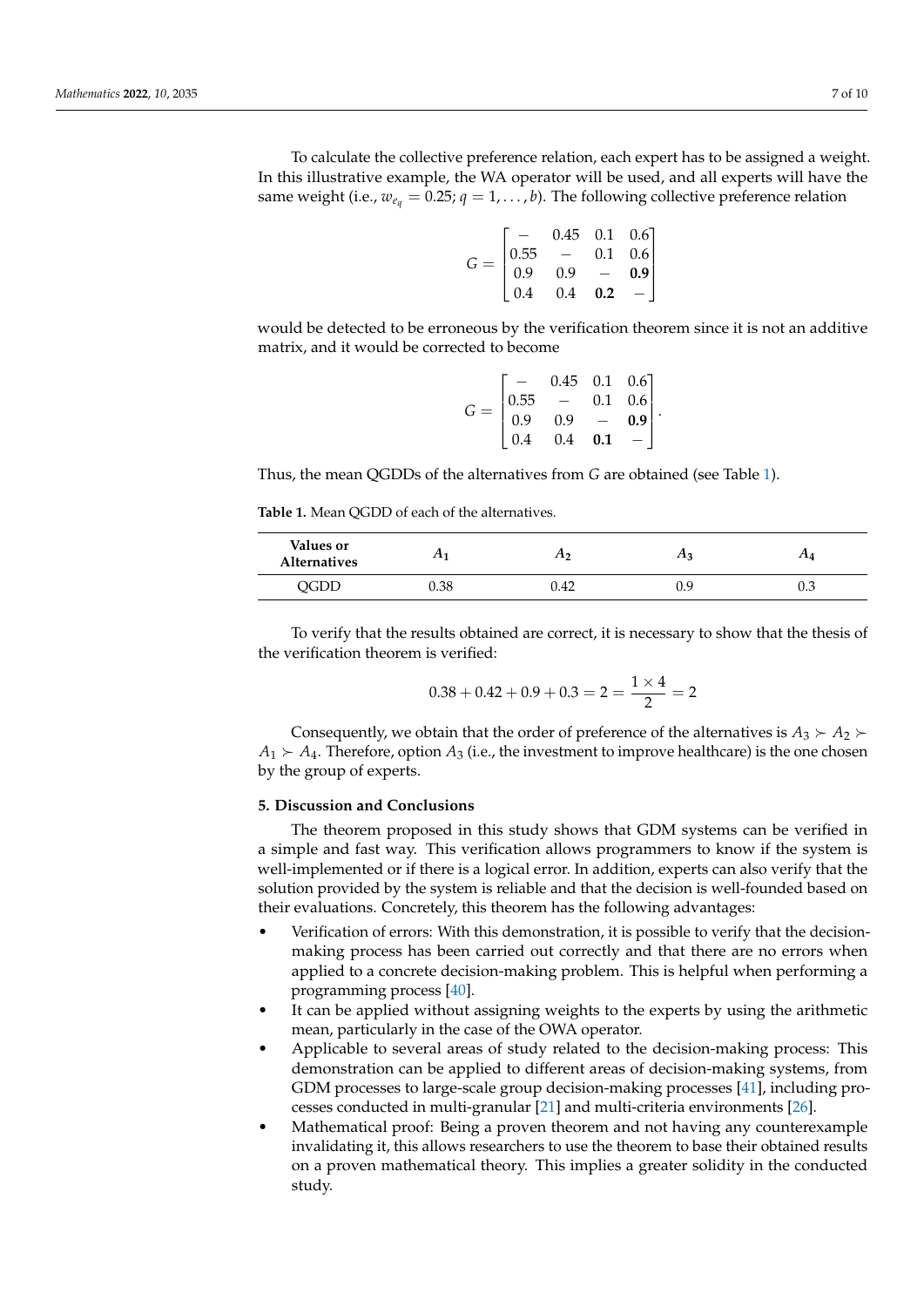To calculate the collective preference relation, each expert has to be assigned a weight. In this illustrative example, the WA operator will be used, and all experts will have the same weight (i.e., $w_{e_q} = 0.25$; $q = 1, \ldots, b$). The following collective preference relation

$$
G = \begin{bmatrix} - & 0.45 & 0.1 & 0.6 \\ 0.55 & - & 0.1 & 0.6 \\ 0.9 & 0.9 & - & \mathbf{0.9} \\ 0.4 & 0.4 & \mathbf{0.2} & - \end{bmatrix}
$$

would be detected to be erroneous by the verification theorem since it is not an additive matrix, and it would be corrected to become

$$
G = \begin{bmatrix} - & 0.45 & 0.1 & 0.6 \\ 0.55 & - & 0.1 & 0.6 \\ 0.9 & 0.9 & - & \mathbf{0.9} \\ 0.4 & 0.4 & \mathbf{0.1} & - \end{bmatrix}.
$$

Thus, the mean QGDDs of the alternatives from $G$ are obtained (see Table 1).

**Table 1.** Mean QGDD of each of the alternatives.

| Values or Alternatives | $A_1$ | $A_2$ | $A_3$ | $A_4$ |
|---|---|---|---|---|
| QGDD | 0.38 | 0.42 | 0.9 | 0.3 |

To verify that the results obtained are correct, it is necessary to show that the thesis of the verification theorem is verified:

$$
0.38 + 0.42 + 0.9 + 0.3 = 2 = \frac{1 \times 4}{2} = 2
$$

Consequently, we obtain that the order of preference of the alternatives is $A_3 \succ A_2 \succ A_1 \succ A_4$. Therefore, option $A_3$ (i.e., the investment to improve healthcare) is the one chosen by the group of experts.

## 5. Discussion and Conclusions

The theorem proposed in this study shows that GDM systems can be verified in a simple and fast way. This verification allows programmers to know if the system is well-implemented or if there is a logical error. In addition, experts can also verify that the solution provided by the system is reliable and that the decision is well-founded based on their evaluations. Concretely, this theorem has the following advantages:

- Verification of errors: With this demonstration, it is possible to verify that the decision-making process has been carried out correctly and that there are no errors when applied to a concrete decision-making problem. This is helpful when performing a programming process [40].
- It can be applied without assigning weights to the experts by using the arithmetic mean, particularly in the case of the OWA operator.
- Applicable to several areas of study related to the decision-making process: This demonstration can be applied to different areas of decision-making systems, from GDM processes to large-scale group decision-making processes [41], including processes conducted in multi-granular [21] and multi-criteria environments [26].
- Mathematical proof: Being a proven theorem and not having any counterexample invalidating it, this allows researchers to use the theorem to base their obtained results on a proven mathematical theory. This implies a greater solidity in the conducted study.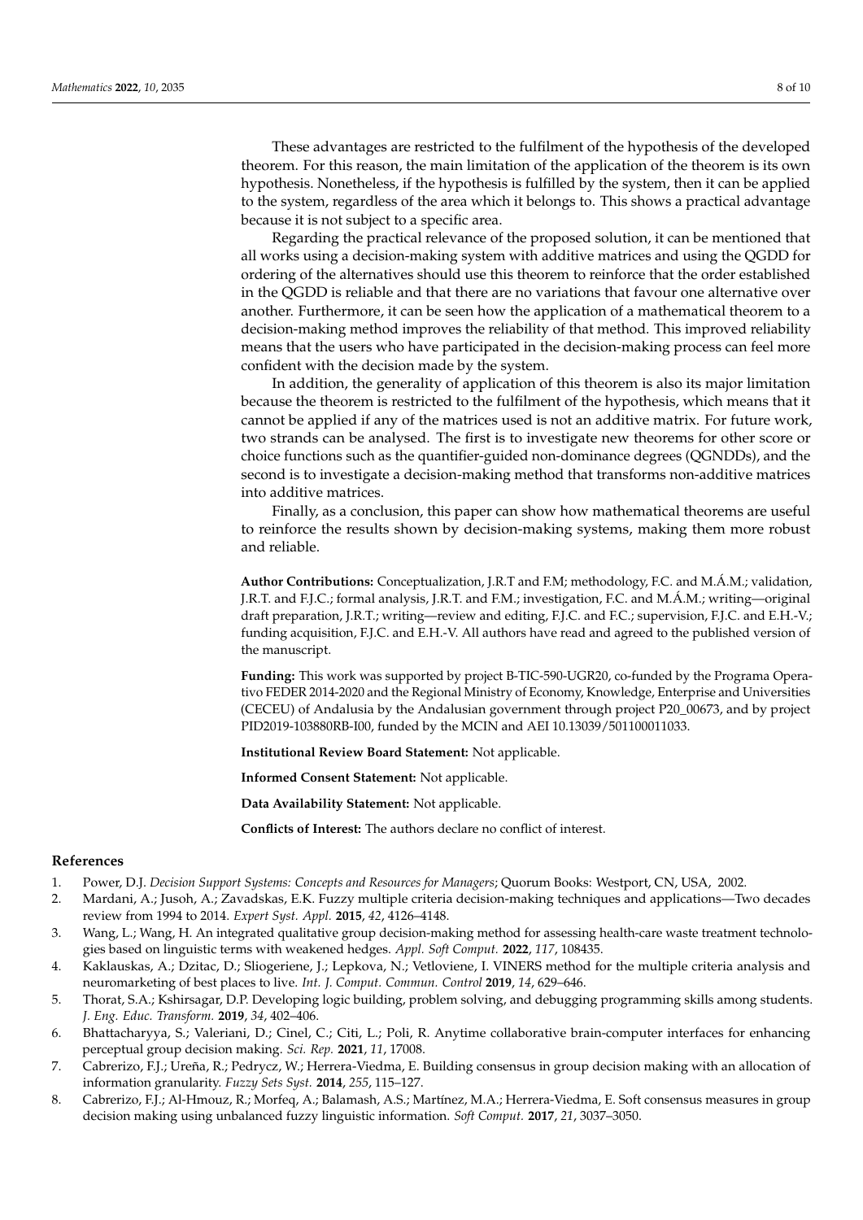These advantages are restricted to the fulfilment of the hypothesis of the developed theorem. For this reason, the main limitation of the application of the theorem is its own hypothesis. Nonetheless, if the hypothesis is fulfilled by the system, then it can be applied to the system, regardless of the area which it belongs to. This shows a practical advantage because it is not subject to a specific area.

Regarding the practical relevance of the proposed solution, it can be mentioned that all works using a decision-making system with additive matrices and using the QGDD for ordering of the alternatives should use this theorem to reinforce that the order established in the QGDD is reliable and that there are no variations that favour one alternative over another. Furthermore, it can be seen how the application of a mathematical theorem to a decision-making method improves the reliability of that method. This improved reliability means that the users who have participated in the decision-making process can feel more confident with the decision made by the system.

In addition, the generality of application of this theorem is also its major limitation because the theorem is restricted to the fulfilment of the hypothesis, which means that it cannot be applied if any of the matrices used is not an additive matrix. For future work, two strands can be analysed. The first is to investigate new theorems for other score or choice functions such as the quantifier-guided non-dominance degrees (QGNDDs), and the second is to investigate a decision-making method that transforms non-additive matrices into additive matrices.

Finally, as a conclusion, this paper can show how mathematical theorems are useful to reinforce the results shown by decision-making systems, making them more robust and reliable.

**Author Contributions:** Conceptualization, J.R.T and F.M; methodology, F.C. and M.Á.M.; validation, J.R.T. and F.J.C.; formal analysis, J.R.T. and F.M.; investigation, F.C. and M.Á.M.; writing—original draft preparation, J.R.T.; writing—review and editing, F.J.C. and F.C.; supervision, F.J.C. and E.H.-V.; funding acquisition, F.J.C. and E.H.-V. All authors have read and agreed to the published version of the manuscript.

**Funding:** This work was supported by project B-TIC-590-UGR20, co-funded by the Programa Operativo FEDER 2014-2020 and the Regional Ministry of Economy, Knowledge, Enterprise and Universities (CECEU) of Andalusia by the Andalusian government through project P20_00673, and by project PID2019-103880RB-I00, funded by the MCIN and AEI 10.13039/501100011033.

**Institutional Review Board Statement:** Not applicable.

**Informed Consent Statement:** Not applicable.

**Data Availability Statement:** Not applicable.

**Conflicts of Interest:** The authors declare no conflict of interest.

## References

1. Power, D.J. *Decision Support Systems: Concepts and Resources for Managers*; Quorum Books: Westport, CN, USA, 2002.
2. Mardani, A.; Jusoh, A.; Zavadskas, E.K. Fuzzy multiple criteria decision-making techniques and applications—Two decades review from 1994 to 2014. *Expert Syst. Appl.* **2015**, *42*, 4126–4148.
3. Wang, L.; Wang, H. An integrated qualitative group decision-making method for assessing health-care waste treatment technologies based on linguistic terms with weakened hedges. *Appl. Soft Comput.* **2022**, *117*, 108435.
4. Kaklauskas, A.; Dzitac, D.; Sliogeriene, J.; Lepkova, N.; Vetloviene, I. VINERS method for the multiple criteria analysis and neuromarketing of best places to live. *Int. J. Comput. Commun. Control* **2019**, *14*, 629–646.
5. Thorat, S.A.; Kshirsagar, D.P. Developing logic building, problem solving, and debugging programming skills among students. *J. Eng. Educ. Transform.* **2019**, *34*, 402–406.
6. Bhattacharyya, S.; Valeriani, D.; Cinel, C.; Citi, L.; Poli, R. Anytime collaborative brain-computer interfaces for enhancing perceptual group decision making. *Sci. Rep.* **2021**, *11*, 17008.
7. Cabrerizo, F.J.; Ureña, R.; Pedrycz, W.; Herrera-Viedma, E. Building consensus in group decision making with an allocation of information granularity. *Fuzzy Sets Syst.* **2014**, *255*, 115–127.
8. Cabrerizo, F.J.; Al-Hmouz, R.; Morfeq, A.; Balamash, A.S.; Martínez, M.A.; Herrera-Viedma, E. Soft consensus measures in group decision making using unbalanced fuzzy linguistic information. *Soft Comput.* **2017**, *21*, 3037–3050.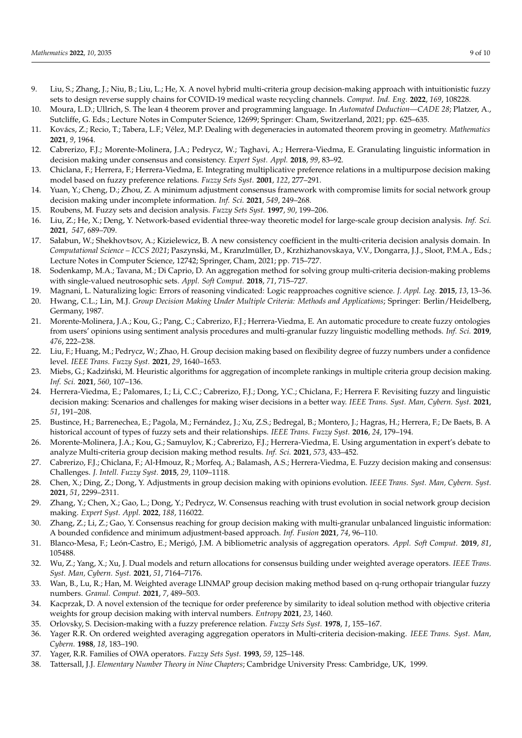9. Liu, S.; Zhang, J.; Niu, B.; Liu, L.; He, X. A novel hybrid multi-criteria group decision-making approach with intuitionistic fuzzy sets to design reverse supply chains for COVID-19 medical waste recycling channels. *Comput. Ind. Eng.* **2022**, *169*, 108228.
10. Moura, L.D.; Ullrich, S. The lean 4 theorem prover and programming language. In *Automated Deduction—CADE 28*; Platzer, A., Sutcliffe, G. Eds.; Lecture Notes in Computer Science, 12699; Springer: Cham, Switzerland, 2021; pp. 625–635.
11. Kovács, Z.; Recio, T.; Tabera, L.F.; Vélez, M.P. Dealing with degeneracies in automated theorem proving in geometry. *Mathematics* **2021**, *9*, 1964.
12. Cabrerizo, F.J.; Morente-Molinera, J.A.; Pedrycz, W.; Taghavi, A.; Herrera-Viedma, E. Granulating linguistic information in decision making under consensus and consistency. *Expert Syst. Appl.* **2018**, *99*, 83–92.
13. Chiclana, F.; Herrera, F.; Herrera-Viedma, E. Integrating multiplicative preference relations in a multipurpose decision making model based on fuzzy preference relations. *Fuzzy Sets Syst.* **2001**, *122*, 277–291.
14. Yuan, Y.; Cheng, D.; Zhou, Z. A minimum adjustment consensus framework with compromise limits for social network group decision making under incomplete information. *Inf. Sci.* **2021**, *549*, 249–268.
15. Roubens, M. Fuzzy sets and decision analysis. *Fuzzy Sets Syst.* **1997**, *90*, 199–206.
16. Liu, Z.; He, X.; Deng, Y. Network-based evidential three-way theoretic model for large-scale group decision analysis. *Inf. Sci.* **2021**, *547*, 689–709.
17. Sałabun, W.; Shekhovtsov, A.; Kizielewicz, B. A new consistency coefficient in the multi-criteria decision analysis domain. In *Computational Science – ICCS 2021*; Paszynski, M., Kranzlmüller, D., Krzhizhanovskaya, V.V., Dongarra, J.J., Sloot, P.M.A., Eds.; Lecture Notes in Computer Science, 12742; Springer, Cham, 2021; pp. 715–727.
18. Sodenkamp, M.A.; Tavana, M.; Di Caprio, D. An aggregation method for solving group multi-criteria decision-making problems with single-valued neutrosophic sets. *Appl. Soft Comput.* **2018**, *71*, 715–727.
19. Magnani, L. Naturalizing logic: Errors of reasoning vindicated: Logic reapproaches cognitive science. *J. Appl. Log.* **2015**, *13*, 13–36.
20. Hwang, C.L.; Lin, M.J. *Group Decision Making Under Multiple Criteria: Methods and Applications*; Springer: Berlin/Heidelberg, Germany, 1987.
21. Morente-Molinera, J.A.; Kou, G.; Pang, C.; Cabrerizo, F.J.; Herrera-Viedma, E. An automatic procedure to create fuzzy ontologies from users' opinions using sentiment analysis procedures and multi-granular fuzzy linguistic modelling methods. *Inf. Sci.* **2019**, *476*, 222–238.
22. Liu, F.; Huang, M.; Pedrycz, W.; Zhao, H. Group decision making based on flexibility degree of fuzzy numbers under a confidence level. *IEEE Trans. Fuzzy Syst.* **2021**, *29*, 1640–1653.
23. Miebs, G.; Kadziński, M. Heuristic algorithms for aggregation of incomplete rankings in multiple criteria group decision making. *Inf. Sci.* **2021**, *560*, 107–136.
24. Herrera-Viedma, E.; Palomares, I.; Li, C.C.; Cabrerizo, F.J.; Dong, Y.C.; Chiclana, F.; Herrera F. Revisiting fuzzy and linguistic decision making: Scenarios and challenges for making wiser decisions in a better way. *IEEE Trans. Syst. Man, Cybern. Syst.* **2021**, *51*, 191–208.
25. Bustince, H.; Barrenechea, E.; Pagola, M.; Fernández, J.; Xu, Z.S.; Bedregal, B.; Montero, J.; Hagras, H.; Herrera, F.; De Baets, B. A historical account of types of fuzzy sets and their relationships. *IEEE Trans. Fuzzy Syst.* **2016**, *24*, 179–194.
26. Morente-Molinera, J.A.; Kou, G.; Samuylov, K.; Cabrerizo, F.J.; Herrera-Viedma, E. Using argumentation in expert's debate to analyze Multi-criteria group decision making method results. *Inf. Sci.* **2021**, *573*, 433–452.
27. Cabrerizo, F.J.; Chiclana, F.; Al-Hmouz, R.; Morfeq, A.; Balamash, A.S.; Herrera-Viedma, E. Fuzzy decision making and consensus: Challenges. *J. Intell. Fuzzy Syst.* **2015**, *29*, 1109–1118.
28. Chen, X.; Ding, Z.; Dong, Y. Adjustments in group decision making with opinions evolution. *IEEE Trans. Syst. Man, Cybern. Syst.* **2021**, *51*, 2299–2311.
29. Zhang, Y.; Chen, X.; Gao, L.; Dong, Y.; Pedrycz, W. Consensus reaching with trust evolution in social network group decision making. *Expert Syst. Appl.* **2022**, *188*, 116022.
30. Zhang, Z.; Li, Z.; Gao, Y. Consensus reaching for group decision making with multi-granular unbalanced linguistic information: A bounded confidence and minimum adjustment-based approach. *Inf. Fusion* **2021**, *74*, 96–110.
31. Blanco-Mesa, F.; León-Castro, E.; Merigó, J.M. A bibliometric analysis of aggregation operators. *Appl. Soft Comput.* **2019**, *81*, 105488.
32. Wu, Z.; Yang, X.; Xu, J. Dual models and return allocations for consensus building under weighted average operators. *IEEE Trans. Syst. Man, Cybern. Syst.* **2021**, *51*, 7164–7176.
33. Wan, B., Lu, R.; Han, M. Weighted average LINMAP group decision making method based on q-rung orthopair triangular fuzzy numbers. *Granul. Comput.* **2021**, *7*, 489–503.
34. Kacprzak, D. A novel extension of the tecnique for order preference by similarity to ideal solution method with objective criteria weights for group decision making with interval numbers. *Entropy* **2021**, *23*, 1460.
35. Orlovsky, S. Decision-making with a fuzzy preference relation. *Fuzzy Sets Syst.* **1978**, *1*, 155–167.
36. Yager R.R. On ordered weighted averaging aggregation operators in Multi-criteria decision-making. *IEEE Trans. Syst. Man, Cybern.* **1988**, *18*, 183–190.
37. Yager, R.R. Families of OWA operators. *Fuzzy Sets Syst.* **1993**, *59*, 125–148.
38. Tattersall, J.J. *Elementary Number Theory in Nine Chapters*; Cambridge University Press: Cambridge, UK, 1999.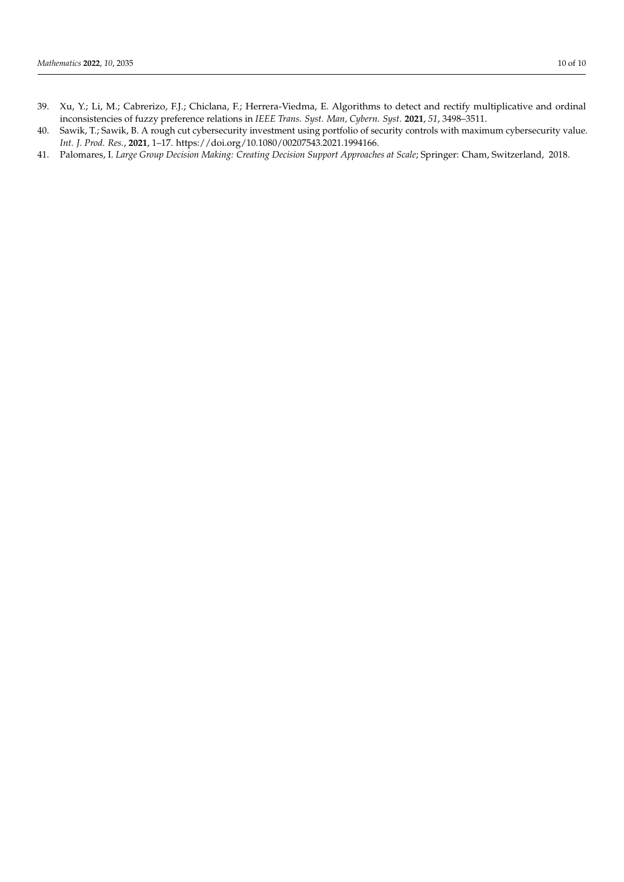39. Xu, Y.; Li, M.; Cabrerizo, F.J.; Chiclana, F.; Herrera-Viedma, E. Algorithms to detect and rectify multiplicative and ordinal inconsistencies of fuzzy preference relations in *IEEE Trans. Syst. Man, Cybern. Syst.* **2021**, *51*, 3498–3511.
40. Sawik, T.; Sawik, B. A rough cut cybersecurity investment using portfolio of security controls with maximum cybersecurity value. *Int. J. Prod. Res.*, **2021**, 1–17. https://doi.org/10.1080/00207543.2021.1994166.
41. Palomares, I. *Large Group Decision Making: Creating Decision Support Approaches at Scale*; Springer: Cham, Switzerland, 2018.